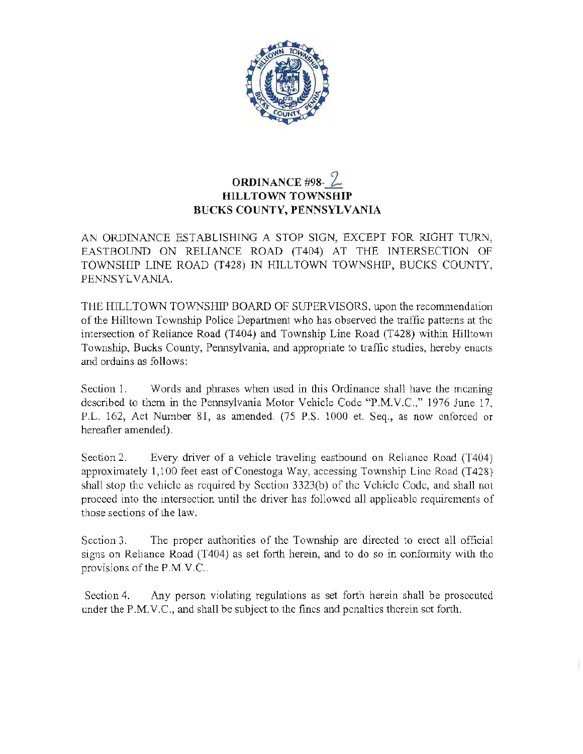# ORDINANCE #98-2
# HILLTOWN TOWNSHIP
# BUCKS COUNTY, PENNSYLVANIA

AN ORDINANCE ESTABLISHING A STOP SIGN, EXCEPT FOR RIGHT TURN, EASTBOUND ON RELIANCE ROAD (T404) AT THE INTERSECTION OF TOWNSHIP LINE ROAD (T428) IN HILLTOWN TOWNSHIP, BUCKS COUNTY, PENNSYLVANIA.

THE HILLTOWN TOWNSHIP BOARD OF SUPERVISORS, upon the recommendation of the Hilltown Township Police Department who has observed the traffic patterns at the intersection of Reliance Road (T404) and Township Line Road (T428) within Hilltown Township, Bucks County, Pennsylvania, and appropriate to traffic studies, hereby enacts and ordains as follows:

Section 1. Words and phrases when used in this Ordinance shall have the meaning described to them in the Pennsylvania Motor Vehicle Code "P.M.V.C.," 1976 June 17, P.L. 162, Act Number 81, as amended. (75 P.S. 1000 et. Seq., as now enforced or hereafter amended).

Section 2. Every driver of a vehicle traveling eastbound on Reliance Road (T404) approximately 1,100 feet east of Conestoga Way, accessing Township Line Road (T428) shall stop the vehicle as required by Section 3323(b) of the Vehicle Code, and shall not proceed into the intersection until the driver has followed all applicable requirements of those sections of the law.

Section 3. The proper authorities of the Township are directed to erect all official signs on Reliance Road (T404) as set forth herein, and to do so in conformity with the provisions of the P.M.V.C..

Section 4. Any person violating regulations as set forth herein shall be prosecuted under the P.M.V.C., and shall be subject to the fines and penalties therein set forth.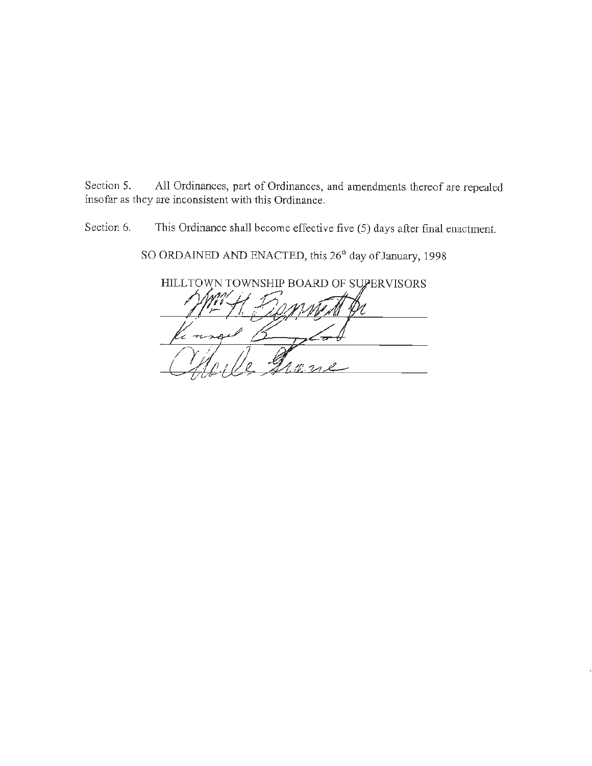Section 5. All Ordinances, part of Ordinances, and amendments thereof are repealed insofar as they are inconsistent with this Ordinance.

Section 6. This Ordinance shall become effective five (5) days after final enactment.

SO ORDAINED AND ENACTED, this 26th day of January, 1998

HILLTOWN TOWNSHIP BOARD OF SUPERVISORS

\_\_\_\_\_\_\_\_\_\_\_\_\_\_\_\_\_\_\_\_\_\_\_\_\_\_\_\_\_\_

\_\_\_\_\_\_\_\_\_\_\_\_\_\_\_\_\_\_\_\_\_\_\_\_\_\_\_\_\_\_

\_\_\_\_\_\_\_\_\_\_\_\_\_\_\_\_\_\_\_\_\_\_\_\_\_\_\_\_\_\_